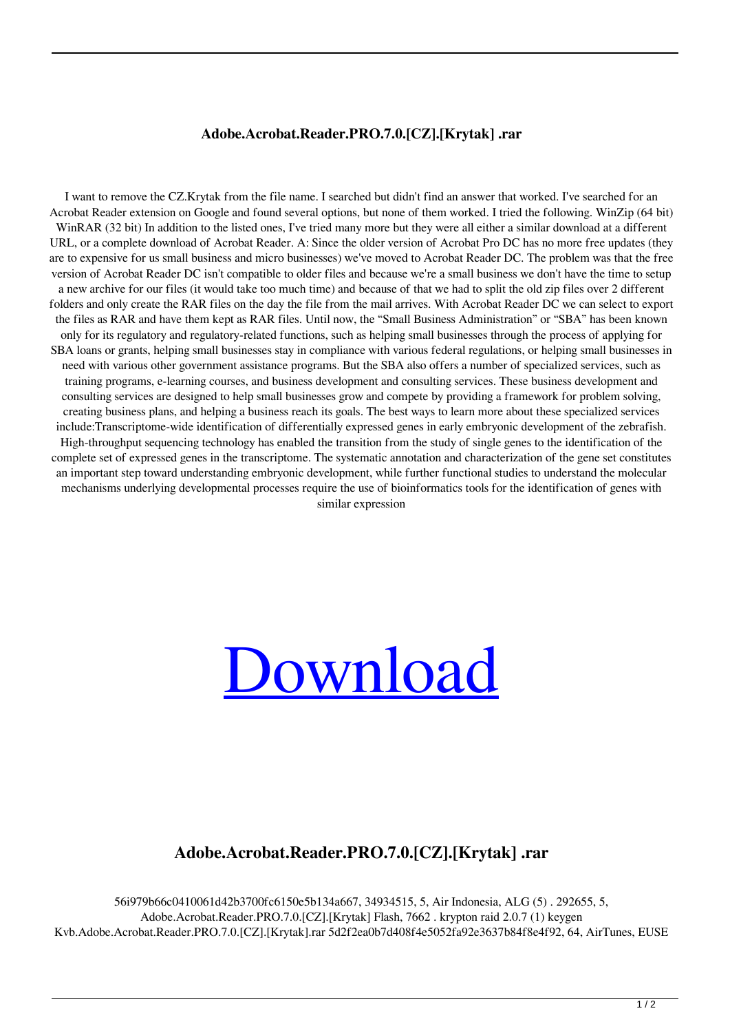# Adobe.Acrobat.Reader.PRO.7.0.[CZ].[Krytak] .rar

I want to remove the CZ.Krytak from the file name. I searched but didn't find an answer that worked. I've searched for an Acrobat Reader extension on Google and found several options, but none of them worked. I tried the following. WinZip (64 bit) WinRAR (32 bit) In addition to the listed ones, I've tried many more but they were all either a similar download at a different URL, or a complete download of Acrobat Reader. A: Since the older version of Acrobat Pro DC has no more free updates (they are to expensive for us small business and micro businesses) we've moved to Acrobat Reader DC. The problem was that the free version of Acrobat Reader DC isn't compatible to older files and because we're a small business we don't have the time to setup a new archive for our files (it would take too much time) and because of that we had to split the old zip files over 2 different folders and only create the RAR files on the day the file from the mail arrives. With Acrobat Reader DC we can select to export the files as RAR and have them kept as RAR files. Until now, the "Small Business Administration" or "SBA" has been known only for its regulatory and regulatory-related functions, such as helping small businesses through the process of applying for SBA loans or grants, helping small businesses stay in compliance with various federal regulations, or helping small businesses in need with various other government assistance programs. But the SBA also offers a number of specialized services, such as training programs, e-learning courses, and business development and consulting services. These business development and consulting services are designed to help small businesses grow and compete by providing a framework for problem solving, creating business plans, and helping a business reach its goals. The best ways to learn more about these specialized services include:Transcriptome-wide identification of differentially expressed genes in early embryonic development of the zebrafish. High-throughput sequencing technology has enabled the transition from the study of single genes to the identification of the complete set of expressed genes in the transcriptome. The systematic annotation and characterization of the gene set constitutes an important step toward understanding embryonic development, while further functional studies to understand the molecular mechanisms underlying developmental processes require the use of bioinformatics tools for the identification of genes with similar expression

Download

## Adobe.Acrobat.Reader.PRO.7.0.[CZ].[Krytak] .rar

56i979b66c0410061d42b3700fc6150e5b134a667, 34934515, 5, Air Indonesia, ALG (5) . 292655, 5, Adobe.Acrobat.Reader.PRO.7.0.[CZ].[Krytak] Flash, 7662 . krypton raid 2.0.7 (1) keygen Kvb.Adobe.Acrobat.Reader.PRO.7.0.[CZ].[Krytak].rar 5d2f2ea0b7d408f4e5052fa92e3637b84f8e4f92, 64, AirTunes, EUSE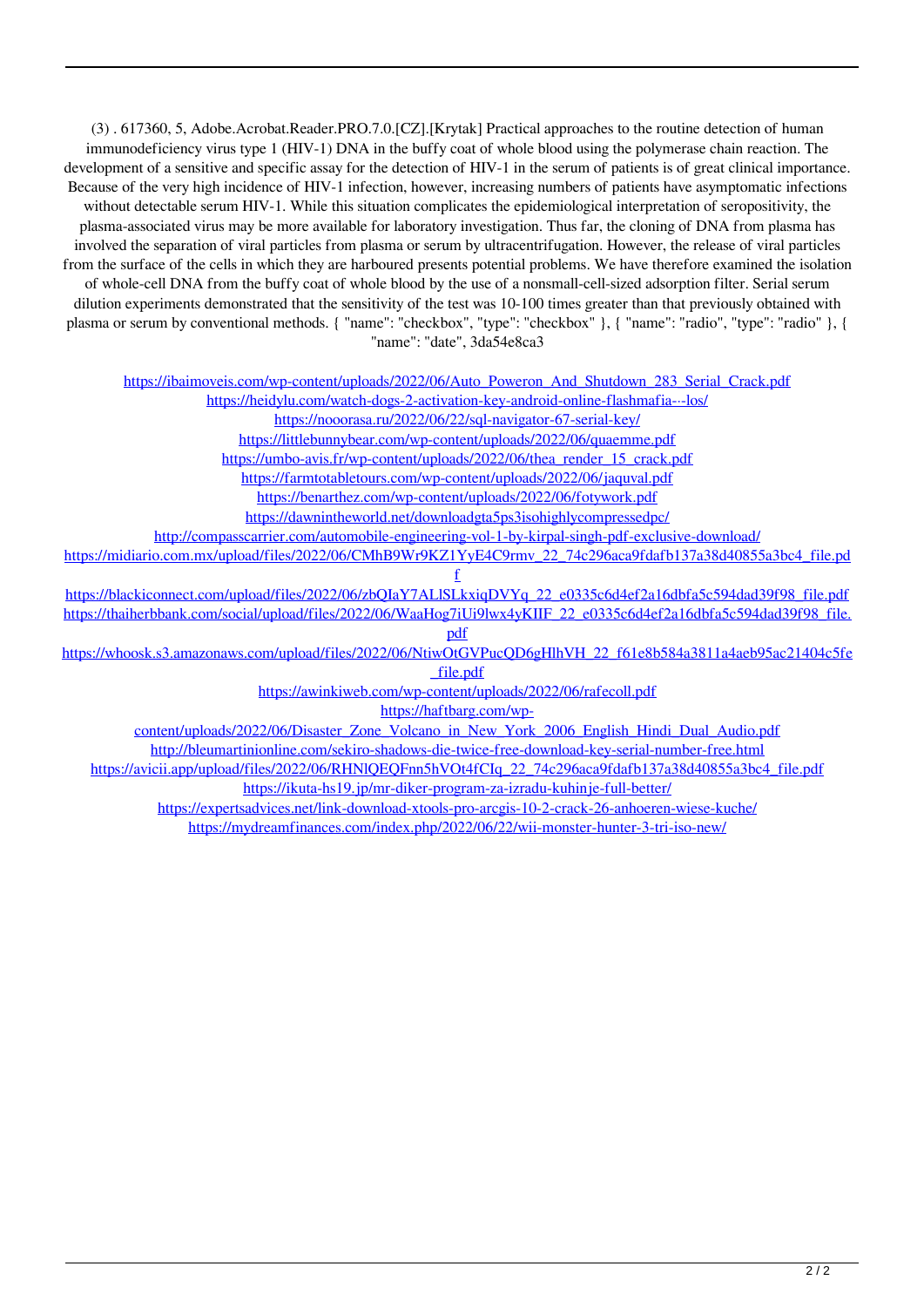(3) . 617360, 5, Adobe.Acrobat.Reader.PRO.7.0.[CZ].[Krytak] Practical approaches to the routine detection of human immunodeficiency virus type 1 (HIV-1) DNA in the buffy coat of whole blood using the polymerase chain reaction. The development of a sensitive and specific assay for the detection of HIV-1 in the serum of patients is of great clinical importance. Because of the very high incidence of HIV-1 infection, however, increasing numbers of patients have asymptomatic infections without detectable serum HIV-1. While this situation complicates the epidemiological interpretation of seropositivity, the plasma-associated virus may be more available for laboratory investigation. Thus far, the cloning of DNA from plasma has involved the separation of viral particles from plasma or serum by ultracentrifugation. However, the release of viral particles from the surface of the cells in which they are harboured presents potential problems. We have therefore examined the isolation of whole-cell DNA from the buffy coat of whole blood by the use of a nonsmall-cell-sized adsorption filter. Serial serum dilution experiments demonstrated that the sensitivity of the test was 10-100 times greater than that previously obtained with plasma or serum by conventional methods. { "name": "checkbox", "type": "checkbox" }, { "name": "radio", "type": "radio" }, { "name": "date", 3da54e8ca3

https://ibaimoveis.com/wp-content/uploads/2022/06/Auto_Poweron_And_Shutdown_283_Serial_Crack.pdf
https://heidylu.com/watch-dogs-2-activation-key-android-online-flashmafia---los/
https://nooorasa.ru/2022/06/22/sql-navigator-67-serial-key/
https://littlebunnybear.com/wp-content/uploads/2022/06/quaemme.pdf
https://umbo-avis.fr/wp-content/uploads/2022/06/thea_render_15_crack.pdf
https://farmtotabletours.com/wp-content/uploads/2022/06/jaquval.pdf
https://benarthez.com/wp-content/uploads/2022/06/fotywork.pdf
https://dawnintheworld.net/downloadgta5ps3isohighlycompressedpc/
http://compasscarrier.com/automobile-engineering-vol-1-by-kirpal-singh-pdf-exclusive-download/
https://midiario.com.mx/upload/files/2022/06/CMhB9Wr9KZ1YyE4C9rmv_22_74c296aca9fdafb137a38d40855a3bc4_file.pdf
https://blackiconnect.com/upload/files/2022/06/zbQIaY7ALlSLkxiqDVYq_22_e0335c6d4ef2a16dbfa5c594dad39f98_file.pdf
https://thaiherbbank.com/social/upload/files/2022/06/WaaHog7iUi9lwx4yKIIF_22_e0335c6d4ef2a16dbfa5c594dad39f98_file.pdf
https://whoosk.s3.amazonaws.com/upload/files/2022/06/NtiwOtGVPucQD6gHlhVH_22_f61e8b584a3811a4aeb95ac21404c5fe_file.pdf
https://awinkiweb.com/wp-content/uploads/2022/06/rafecoll.pdf
https://haftbarg.com/wp-content/uploads/2022/06/Disaster_Zone_Volcano_in_New_York_2006_English_Hindi_Dual_Audio.pdf
http://bleumartinionline.com/sekiro-shadows-die-twice-free-download-key-serial-number-free.html
https://avicii.app/upload/files/2022/06/RHNlQEQFnn5hVOt4fCIq_22_74c296aca9fdafb137a38d40855a3bc4_file.pdf
https://ikuta-hs19.jp/mr-diker-program-za-izradu-kuhinje-full-better/
https://expertsadvices.net/link-download-xtools-pro-arcgis-10-2-crack-26-anhoeren-wiese-kuche/
https://mydreamfinances.com/index.php/2022/06/22/wii-monster-hunter-3-tri-iso-new/